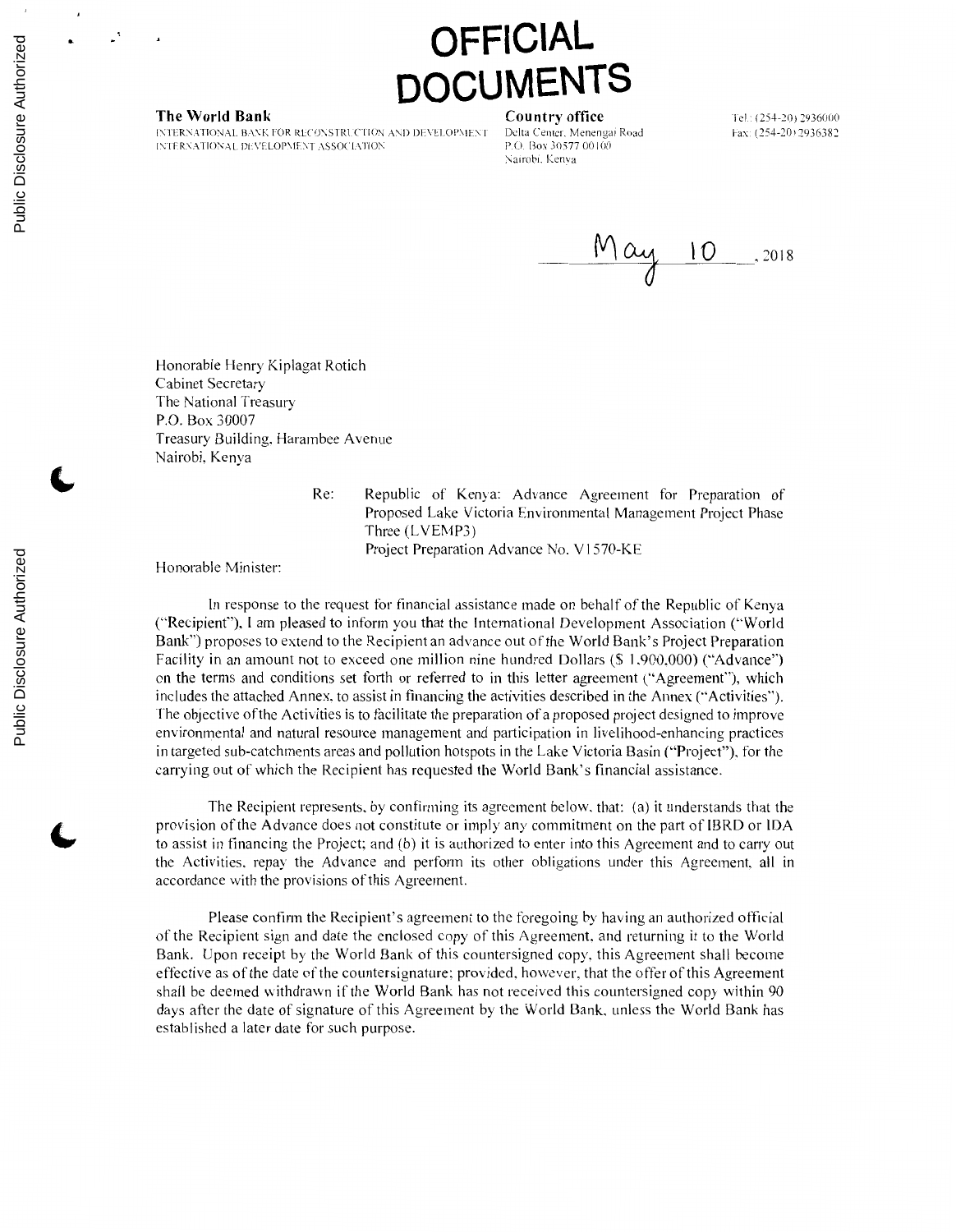# OFFICIAL DOCUMENTS

**The World Bank**
INTERNATIONAL BANK FOR RECONSTRUCTION AND DEVELOPMENT
INTERNATIONAL DEVELOPMENT ASSOCIATION

**Country office**
Delta Center, Menengai Road
P.O. Box 30577 00100
Nairobi, Kenya

Tel.: (254-20) 2936000
Fax: (254-20) 2936382

May 10, 2018

Honorable Henry Kiplagat Rotich
Cabinet Secretary
The National Treasury
P.O. Box 30007
Treasury Building, Harambee Avenue
Nairobi, Kenya

Re: Republic of Kenya: Advance Agreement for Preparation of Proposed Lake Victoria Environmental Management Project Phase Three (LVEMP3)
Project Preparation Advance No. V1570-KE

Honorable Minister:

In response to the request for financial assistance made on behalf of the Republic of Kenya ("Recipient"), I am pleased to inform you that the International Development Association ("World Bank") proposes to extend to the Recipient an advance out of the World Bank's Project Preparation Facility in an amount not to exceed one million nine hundred Dollars ($ 1,900,000) ("Advance") on the terms and conditions set forth or referred to in this letter agreement ("Agreement"), which includes the attached Annex, to assist in financing the activities described in the Annex ("Activities"). The objective of the Activities is to facilitate the preparation of a proposed project designed to improve environmental and natural resource management and participation in livelihood-enhancing practices in targeted sub-catchments areas and pollution hotspots in the Lake Victoria Basin ("Project"), for the carrying out of which the Recipient has requested the World Bank's financial assistance.

The Recipient represents, by confirming its agreement below, that: (a) it understands that the provision of the Advance does not constitute or imply any commitment on the part of IBRD or IDA to assist in financing the Project; and (b) it is authorized to enter into this Agreement and to carry out the Activities, repay the Advance and perform its other obligations under this Agreement, all in accordance with the provisions of this Agreement.

Please confirm the Recipient's agreement to the foregoing by having an authorized official of the Recipient sign and date the enclosed copy of this Agreement, and returning it to the World Bank. Upon receipt by the World Bank of this countersigned copy, this Agreement shall become effective as of the date of the countersignature; provided, however, that the offer of this Agreement shall be deemed withdrawn if the World Bank has not received this countersigned copy within 90 days after the date of signature of this Agreement by the World Bank, unless the World Bank has established a later date for such purpose.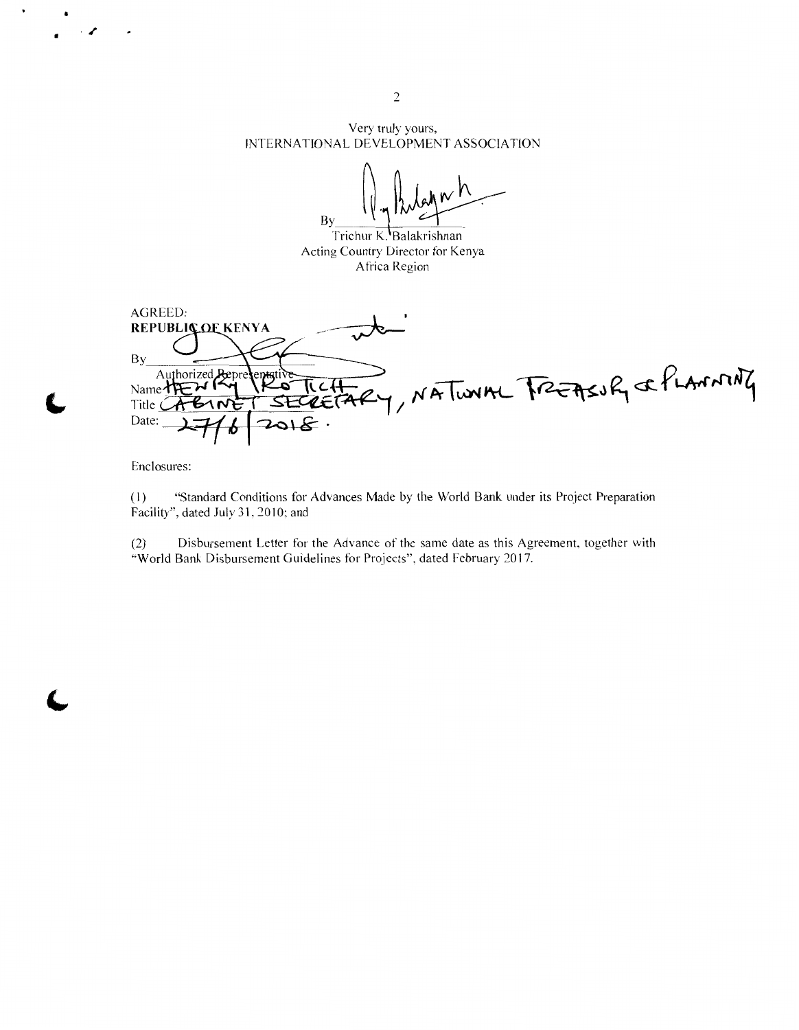Very truly yours,
INTERNATIONAL DEVELOPMENT ASSOCIATION

By _______________

Trichur K. Balakrishnan
Acting Country Director for Kenya
Africa Region

AGREED:
**REPUBLIC OF KENYA**

By _______________
Authorized Representative

Name HENRY ROTICH

Title CABINET SECRETARY, NATIONAL TREASURY & PLANNING

Date: 27/6/2018.

Enclosures:

(1) "Standard Conditions for Advances Made by the World Bank under its Project Preparation Facility", dated July 31, 2010; and

(2) Disbursement Letter for the Advance of the same date as this Agreement, together with "World Bank Disbursement Guidelines for Projects", dated February 2017.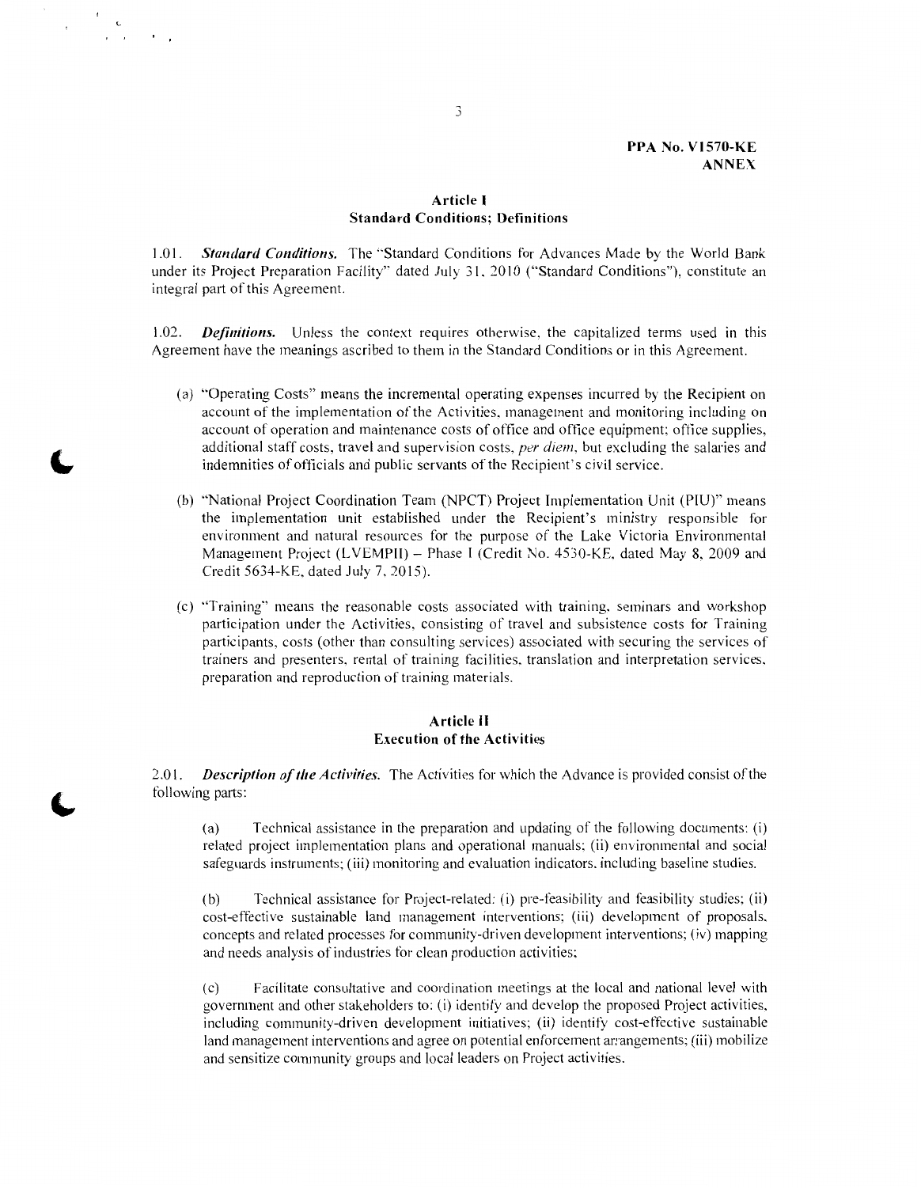**PPA No. V1570-KE**
**ANNEX**

## Article I
## Standard Conditions; Definitions

1.01. ***Standard Conditions.*** The "Standard Conditions for Advances Made by the World Bank under its Project Preparation Facility" dated July 31, 2010 ("Standard Conditions"), constitute an integral part of this Agreement.

1.02. ***Definitions.*** Unless the context requires otherwise, the capitalized terms used in this Agreement have the meanings ascribed to them in the Standard Conditions or in this Agreement.

(a) "Operating Costs" means the incremental operating expenses incurred by the Recipient on account of the implementation of the Activities, management and monitoring including on account of operation and maintenance costs of office and office equipment; office supplies, additional staff costs, travel and supervision costs, *per diem*, but excluding the salaries and indemnities of officials and public servants of the Recipient's civil service.

(b) "National Project Coordination Team (NPCT) Project Implementation Unit (PIU)" means the implementation unit established under the Recipient's ministry responsible for environment and natural resources for the purpose of the Lake Victoria Environmental Management Project (LVEMPII) – Phase I (Credit No. 4530-KE, dated May 8, 2009 and Credit 5634-KE, dated July 7, 2015).

(c) "Training" means the reasonable costs associated with training, seminars and workshop participation under the Activities, consisting of travel and subsistence costs for Training participants, costs (other than consulting services) associated with securing the services of trainers and presenters, rental of training facilities, translation and interpretation services, preparation and reproduction of training materials.

## Article II
## Execution of the Activities

2.01. ***Description of the Activities.*** The Activities for which the Advance is provided consist of the following parts:

(a) Technical assistance in the preparation and updating of the following documents: (i) related project implementation plans and operational manuals; (ii) environmental and social safeguards instruments; (iii) monitoring and evaluation indicators, including baseline studies.

(b) Technical assistance for Project-related: (i) pre-feasibility and feasibility studies; (ii) cost-effective sustainable land management interventions; (iii) development of proposals, concepts and related processes for community-driven development interventions; (iv) mapping and needs analysis of industries for clean production activities;

(c) Facilitate consultative and coordination meetings at the local and national level with government and other stakeholders to: (i) identify and develop the proposed Project activities, including community-driven development initiatives; (ii) identify cost-effective sustainable land management interventions and agree on potential enforcement arrangements; (iii) mobilize and sensitize community groups and local leaders on Project activities.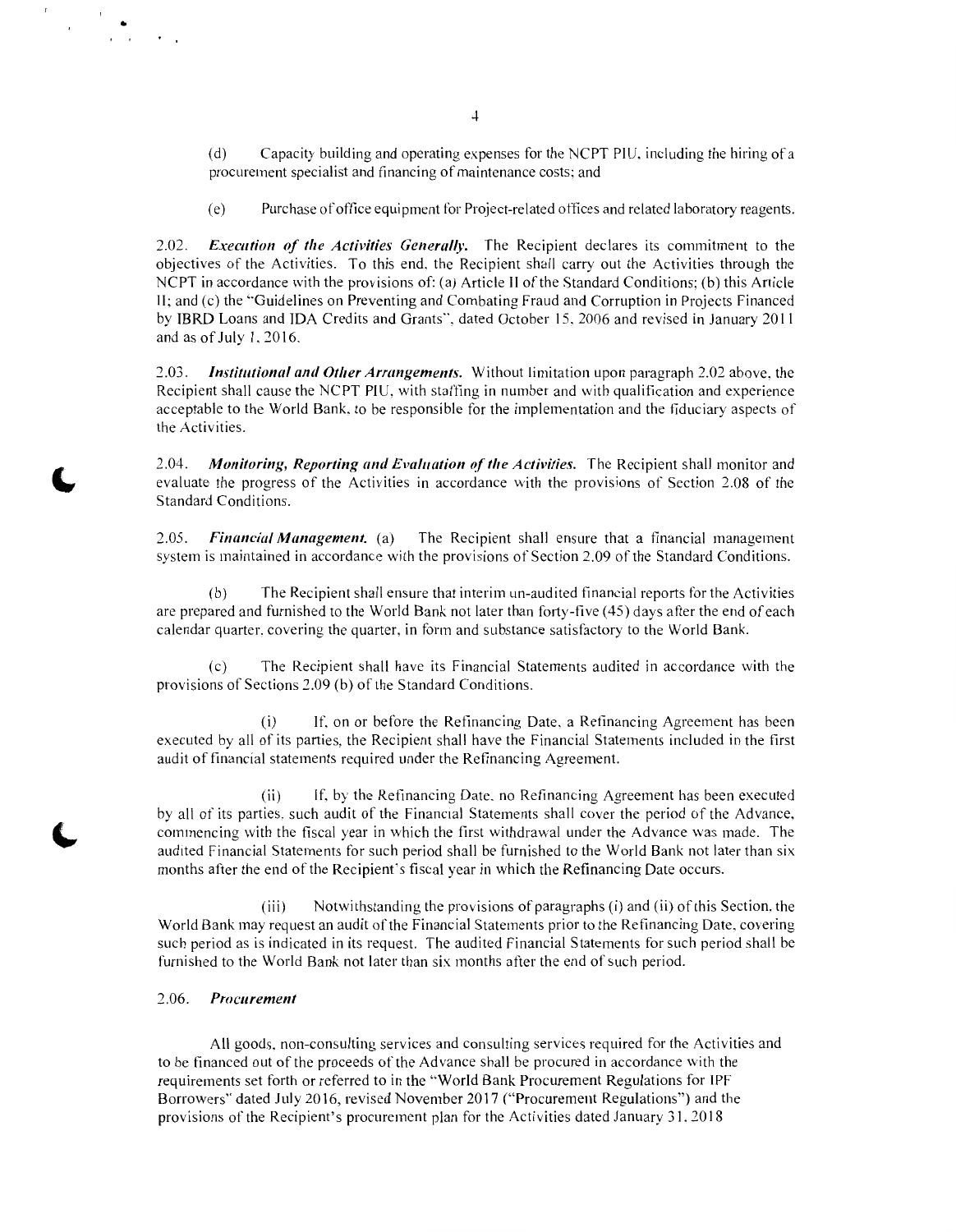(d) Capacity building and operating expenses for the NCPT PIU, including the hiring of a procurement specialist and financing of maintenance costs; and

(e) Purchase of office equipment for Project-related offices and related laboratory reagents.

2.02. ***Execution of the Activities Generally.*** The Recipient declares its commitment to the objectives of the Activities. To this end, the Recipient shall carry out the Activities through the NCPT in accordance with the provisions of: (a) Article II of the Standard Conditions; (b) this Article II; and (c) the "Guidelines on Preventing and Combating Fraud and Corruption in Projects Financed by IBRD Loans and IDA Credits and Grants", dated October 15, 2006 and revised in January 2011 and as of July 1, 2016.

2.03. ***Institutional and Other Arrangements.*** Without limitation upon paragraph 2.02 above, the Recipient shall cause the NCPT PIU, with staffing in number and with qualification and experience acceptable to the World Bank, to be responsible for the implementation and the fiduciary aspects of the Activities.

2.04. ***Monitoring, Reporting and Evaluation of the Activities.*** The Recipient shall monitor and evaluate the progress of the Activities in accordance with the provisions of Section 2.08 of the Standard Conditions.

2.05. ***Financial Management.*** (a) The Recipient shall ensure that a financial management system is maintained in accordance with the provisions of Section 2.09 of the Standard Conditions.

(b) The Recipient shall ensure that interim un-audited financial reports for the Activities are prepared and furnished to the World Bank not later than forty-five (45) days after the end of each calendar quarter, covering the quarter, in form and substance satisfactory to the World Bank.

(c) The Recipient shall have its Financial Statements audited in accordance with the provisions of Sections 2.09 (b) of the Standard Conditions.

(i) If, on or before the Refinancing Date, a Refinancing Agreement has been executed by all of its parties, the Recipient shall have the Financial Statements included in the first audit of financial statements required under the Refinancing Agreement.

(ii) If, by the Refinancing Date, no Refinancing Agreement has been executed by all of its parties, such audit of the Financial Statements shall cover the period of the Advance, commencing with the fiscal year in which the first withdrawal under the Advance was made. The audited Financial Statements for such period shall be furnished to the World Bank not later than six months after the end of the Recipient's fiscal year in which the Refinancing Date occurs.

(iii) Notwithstanding the provisions of paragraphs (i) and (ii) of this Section, the World Bank may request an audit of the Financial Statements prior to the Refinancing Date, covering such period as is indicated in its request. The audited Financial Statements for such period shall be furnished to the World Bank not later than six months after the end of such period.

2.06. ***Procurement***

All goods, non-consulting services and consulting services required for the Activities and to be financed out of the proceeds of the Advance shall be procured in accordance with the requirements set forth or referred to in the "World Bank Procurement Regulations for IPF Borrowers" dated July 2016, revised November 2017 ("Procurement Regulations") and the provisions of the Recipient's procurement plan for the Activities dated January 31, 2018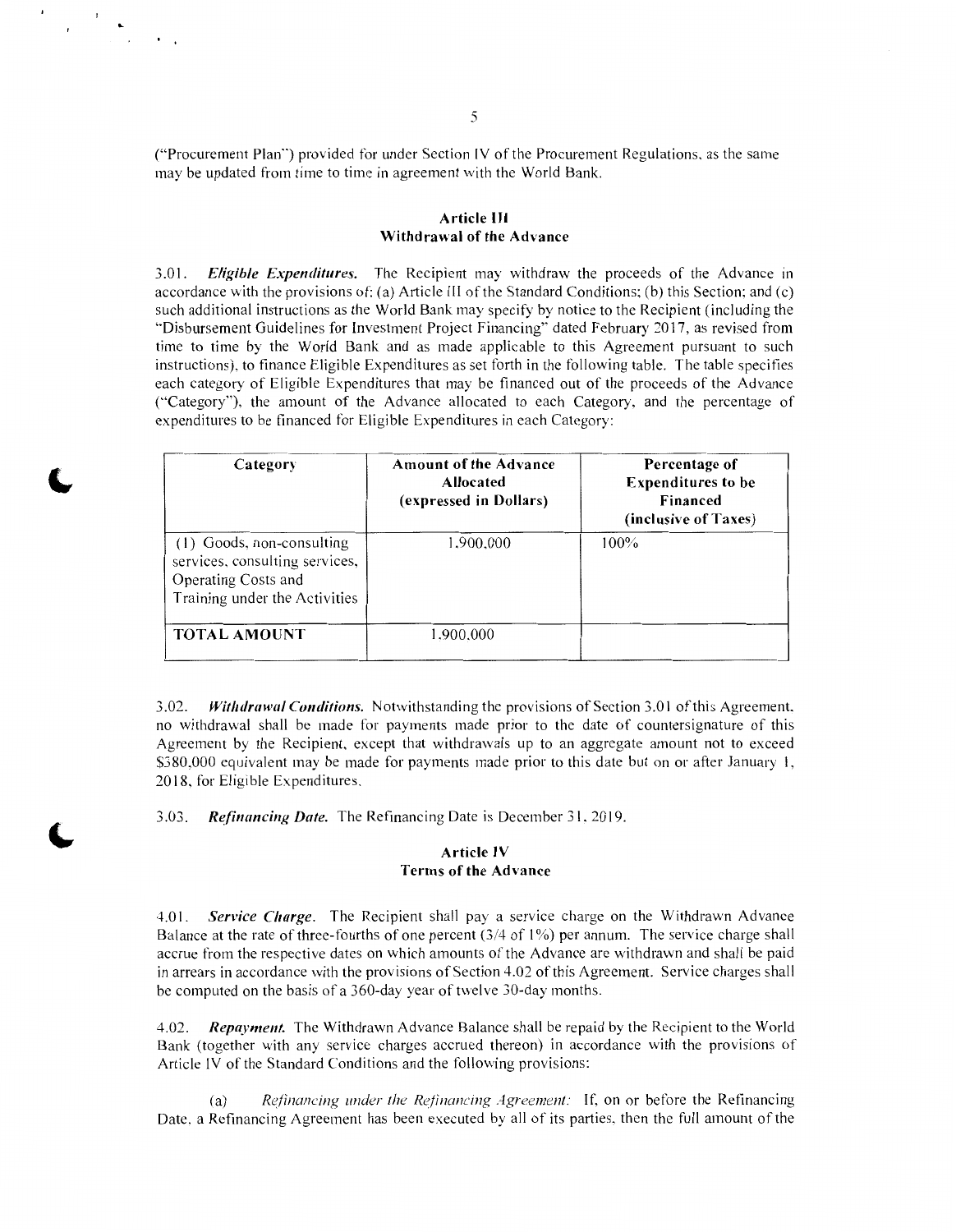("Procurement Plan") provided for under Section IV of the Procurement Regulations, as the same may be updated from time to time in agreement with the World Bank.

## Article III
## Withdrawal of the Advance

3.01. ***Eligible Expenditures.*** The Recipient may withdraw the proceeds of the Advance in accordance with the provisions of: (a) Article III of the Standard Conditions; (b) this Section; and (c) such additional instructions as the World Bank may specify by notice to the Recipient (including the "Disbursement Guidelines for Investment Project Financing" dated February 2017, as revised from time to time by the World Bank and as made applicable to this Agreement pursuant to such instructions), to finance Eligible Expenditures as set forth in the following table. The table specifies each category of Eligible Expenditures that may be financed out of the proceeds of the Advance ("Category"), the amount of the Advance allocated to each Category, and the percentage of expenditures to be financed for Eligible Expenditures in each Category:

| Category | Amount of the Advance Allocated (expressed in Dollars) | Percentage of Expenditures to be Financed (inclusive of Taxes) |
|---|---|---|
| (1) Goods, non-consulting services, consulting services, Operating Costs and Training under the Activities | 1,900,000 | 100% |
| **TOTAL AMOUNT** | 1,900,000 | |

3.02. ***Withdrawal Conditions.*** Notwithstanding the provisions of Section 3.01 of this Agreement, no withdrawal shall be made for payments made prior to the date of countersignature of this Agreement by the Recipient, except that withdrawals up to an aggregate amount not to exceed \$380,000 equivalent may be made for payments made prior to this date but on or after January 1, 2018, for Eligible Expenditures.

3.03. ***Refinancing Date.*** The Refinancing Date is December 31, 2019.

## Article IV
## Terms of the Advance

4.01. ***Service Charge.*** The Recipient shall pay a service charge on the Withdrawn Advance Balance at the rate of three-fourths of one percent (3/4 of 1%) per annum. The service charge shall accrue from the respective dates on which amounts of the Advance are withdrawn and shall be paid in arrears in accordance with the provisions of Section 4.02 of this Agreement. Service charges shall be computed on the basis of a 360-day year of twelve 30-day months.

4.02. ***Repayment.*** The Withdrawn Advance Balance shall be repaid by the Recipient to the World Bank (together with any service charges accrued thereon) in accordance with the provisions of Article IV of the Standard Conditions and the following provisions:

(a) *Refinancing under the Refinancing Agreement:* If, on or before the Refinancing Date, a Refinancing Agreement has been executed by all of its parties, then the full amount of the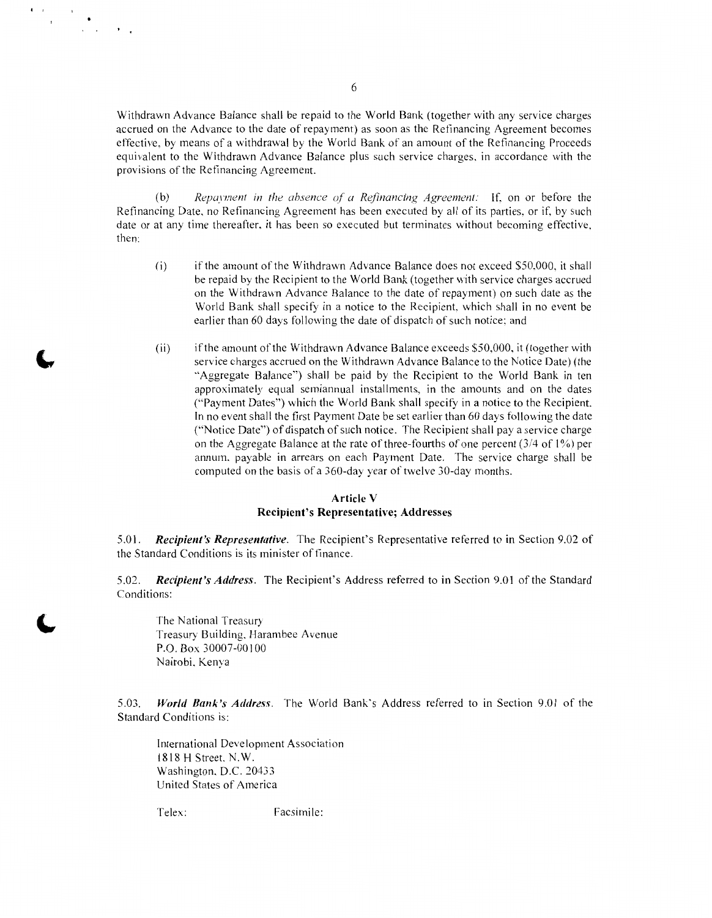Withdrawn Advance Balance shall be repaid to the World Bank (together with any service charges accrued on the Advance to the date of repayment) as soon as the Refinancing Agreement becomes effective, by means of a withdrawal by the World Bank of an amount of the Refinancing Proceeds equivalent to the Withdrawn Advance Balance plus such service charges, in accordance with the provisions of the Refinancing Agreement.

(b) *Repayment in the absence of a Refinancing Agreement:* If, on or before the Refinancing Date, no Refinancing Agreement has been executed by all of its parties, or if, by such date or at any time thereafter, it has been so executed but terminates without becoming effective, then:

(i) if the amount of the Withdrawn Advance Balance does not exceed $50,000, it shall be repaid by the Recipient to the World Bank (together with service charges accrued on the Withdrawn Advance Balance to the date of repayment) on such date as the World Bank shall specify in a notice to the Recipient, which shall in no event be earlier than 60 days following the date of dispatch of such notice; and

(ii) if the amount of the Withdrawn Advance Balance exceeds $50,000, it (together with service charges accrued on the Withdrawn Advance Balance to the Notice Date) (the "Aggregate Balance") shall be paid by the Recipient to the World Bank in ten approximately equal semiannual installments, in the amounts and on the dates ("Payment Dates") which the World Bank shall specify in a notice to the Recipient. In no event shall the first Payment Date be set earlier than 60 days following the date ("Notice Date") of dispatch of such notice. The Recipient shall pay a service charge on the Aggregate Balance at the rate of three-fourths of one percent (3/4 of 1%) per annum, payable in arrears on each Payment Date. The service charge shall be computed on the basis of a 360-day year of twelve 30-day months.

## Article V
## Recipient's Representative; Addresses

5.01. ***Recipient's Representative.*** The Recipient's Representative referred to in Section 9.02 of the Standard Conditions is its minister of finance.

5.02. ***Recipient's Address.*** The Recipient's Address referred to in Section 9.01 of the Standard Conditions:

The National Treasury
Treasury Building, Harambee Avenue
P.O. Box 30007-00100
Nairobi, Kenya

5.03. ***World Bank's Address.*** The World Bank's Address referred to in Section 9.01 of the Standard Conditions is:

International Development Association
1818 H Street, N.W.
Washington, D.C. 20433
United States of America

Telex: Facsimile: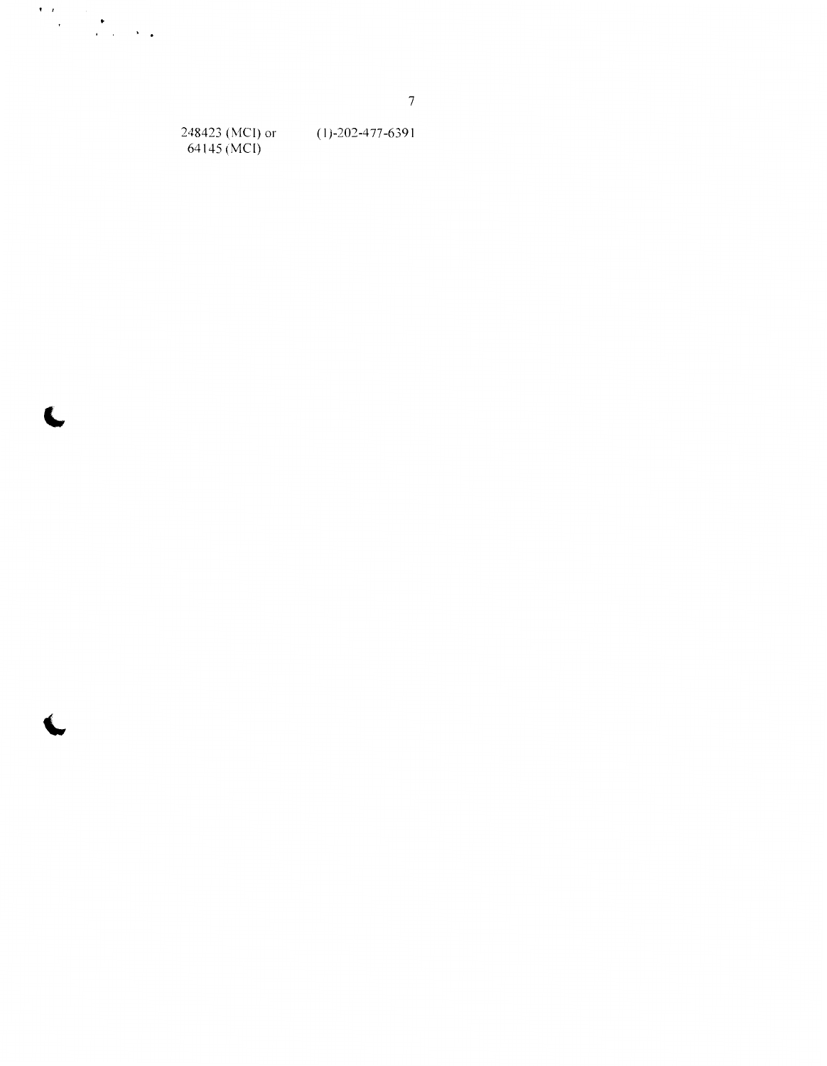| | |
|---|---|
| 248423 (MCI) or 64145 (MCI) | (1)-202-477-6391 |